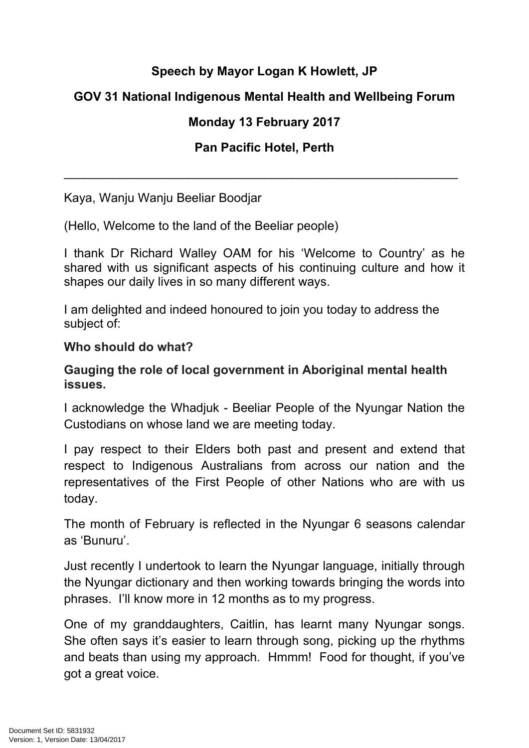**Speech by Mayor Logan K Howlett, JP**

**GOV 31 National Indigenous Mental Health and Wellbeing Forum**

**Monday 13 February 2017**

**Pan Pacific Hotel, Perth**

---

Kaya, Wanju Wanju Beeliar Boodjar

(Hello, Welcome to the land of the Beeliar people)

I thank Dr Richard Walley OAM for his 'Welcome to Country' as he shared with us significant aspects of his continuing culture and how it shapes our daily lives in so many different ways.

I am delighted and indeed honoured to join you today to address the subject of:

**Who should do what?**

**Gauging the role of local government in Aboriginal mental health issues.**

I acknowledge the Whadjuk - Beeliar People of the Nyungar Nation the Custodians on whose land we are meeting today.

I pay respect to their Elders both past and present and extend that respect to Indigenous Australians from across our nation and the representatives of the First People of other Nations who are with us today.

The month of February is reflected in the Nyungar 6 seasons calendar as 'Bunuru'.

Just recently I undertook to learn the Nyungar language, initially through the Nyungar dictionary and then working towards bringing the words into phrases. I'll know more in 12 months as to my progress.

One of my granddaughters, Caitlin, has learnt many Nyungar songs. She often says it's easier to learn through song, picking up the rhythms and beats than using my approach. Hmmm! Food for thought, if you've got a great voice.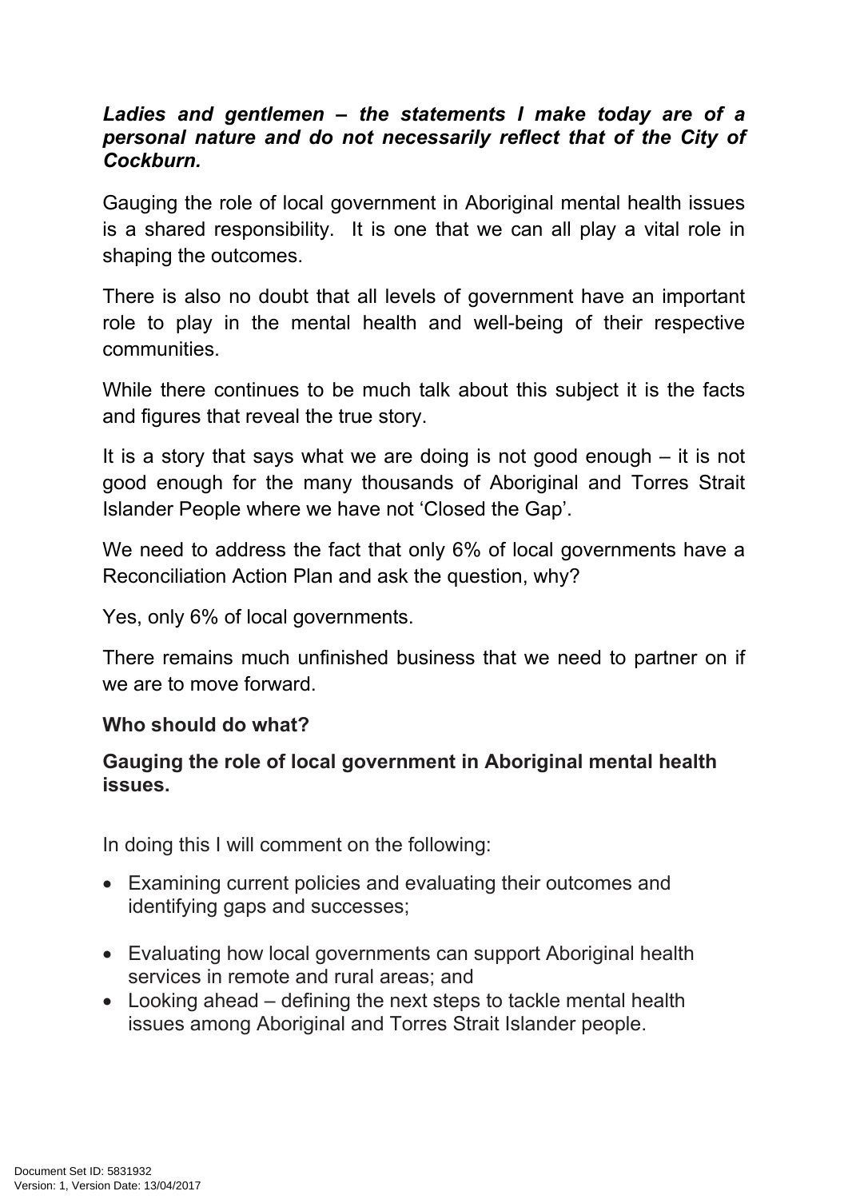***Ladies and gentlemen – the statements I make today are of a personal nature and do not necessarily reflect that of the City of Cockburn.***

Gauging the role of local government in Aboriginal mental health issues is a shared responsibility. It is one that we can all play a vital role in shaping the outcomes.

There is also no doubt that all levels of government have an important role to play in the mental health and well-being of their respective communities.

While there continues to be much talk about this subject it is the facts and figures that reveal the true story.

It is a story that says what we are doing is not good enough – it is not good enough for the many thousands of Aboriginal and Torres Strait Islander People where we have not 'Closed the Gap'.

We need to address the fact that only 6% of local governments have a Reconciliation Action Plan and ask the question, why?

Yes, only 6% of local governments.

There remains much unfinished business that we need to partner on if we are to move forward.

**Who should do what?**

**Gauging the role of local government in Aboriginal mental health issues.**

In doing this I will comment on the following:

- Examining current policies and evaluating their outcomes and identifying gaps and successes;
- Evaluating how local governments can support Aboriginal health services in remote and rural areas; and
- Looking ahead – defining the next steps to tackle mental health issues among Aboriginal and Torres Strait Islander people.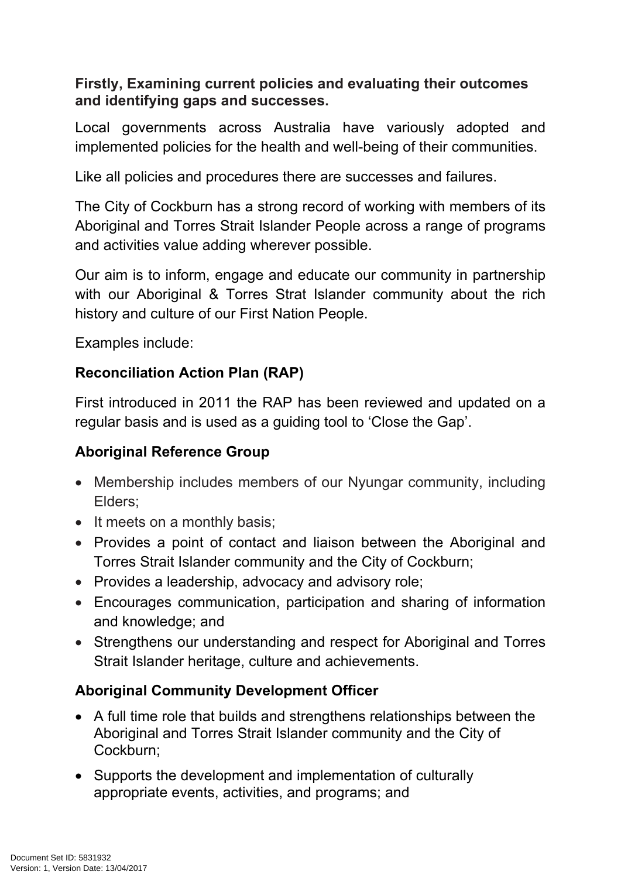**Firstly, Examining current policies and evaluating their outcomes and identifying gaps and successes.**

Local governments across Australia have variously adopted and implemented policies for the health and well-being of their communities.

Like all policies and procedures there are successes and failures.

The City of Cockburn has a strong record of working with members of its Aboriginal and Torres Strait Islander People across a range of programs and activities value adding wherever possible.

Our aim is to inform, engage and educate our community in partnership with our Aboriginal & Torres Strat Islander community about the rich history and culture of our First Nation People.

Examples include:

**Reconciliation Action Plan (RAP)**

First introduced in 2011 the RAP has been reviewed and updated on a regular basis and is used as a guiding tool to 'Close the Gap'.

**Aboriginal Reference Group**

- Membership includes members of our Nyungar community, including Elders;
- It meets on a monthly basis;
- Provides a point of contact and liaison between the Aboriginal and Torres Strait Islander community and the City of Cockburn;
- Provides a leadership, advocacy and advisory role;
- Encourages communication, participation and sharing of information and knowledge; and
- Strengthens our understanding and respect for Aboriginal and Torres Strait Islander heritage, culture and achievements.

**Aboriginal Community Development Officer**

- A full time role that builds and strengthens relationships between the Aboriginal and Torres Strait Islander community and the City of Cockburn;
- Supports the development and implementation of culturally appropriate events, activities, and programs; and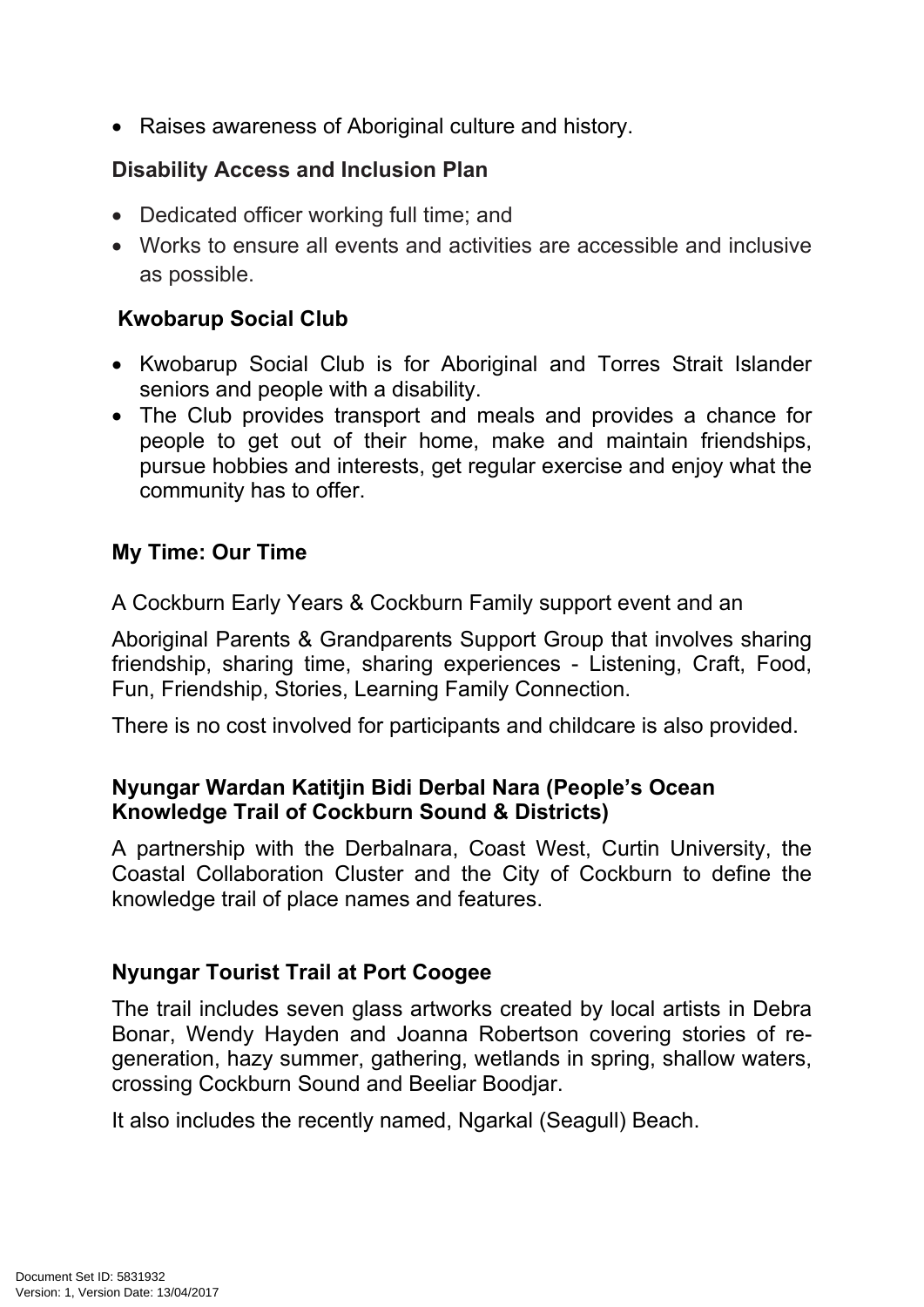- Raises awareness of Aboriginal culture and history.

**Disability Access and Inclusion Plan**

- Dedicated officer working full time; and
- Works to ensure all events and activities are accessible and inclusive as possible.

**Kwobarup Social Club**

- Kwobarup Social Club is for Aboriginal and Torres Strait Islander seniors and people with a disability.
- The Club provides transport and meals and provides a chance for people to get out of their home, make and maintain friendships, pursue hobbies and interests, get regular exercise and enjoy what the community has to offer.

**My Time: Our Time**

A Cockburn Early Years & Cockburn Family support event and an

Aboriginal Parents & Grandparents Support Group that involves sharing friendship, sharing time, sharing experiences - Listening, Craft, Food, Fun, Friendship, Stories, Learning Family Connection.

There is no cost involved for participants and childcare is also provided.

**Nyungar Wardan Katitjin Bidi Derbal Nara (People's Ocean Knowledge Trail of Cockburn Sound & Districts)**

A partnership with the Derbalnara, Coast West, Curtin University, the Coastal Collaboration Cluster and the City of Cockburn to define the knowledge trail of place names and features.

**Nyungar Tourist Trail at Port Coogee**

The trail includes seven glass artworks created by local artists in Debra Bonar, Wendy Hayden and Joanna Robertson covering stories of re-generation, hazy summer, gathering, wetlands in spring, shallow waters, crossing Cockburn Sound and Beeliar Boodjar.

It also includes the recently named, Ngarkal (Seagull) Beach.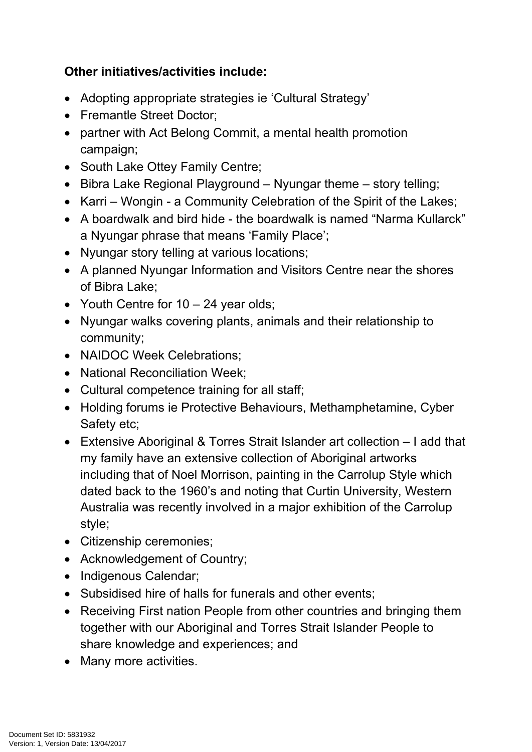**Other initiatives/activities include:**

- Adopting appropriate strategies ie 'Cultural Strategy'
- Fremantle Street Doctor;
- partner with Act Belong Commit, a mental health promotion campaign;
- South Lake Ottey Family Centre;
- Bibra Lake Regional Playground – Nyungar theme – story telling;
- Karri – Wongin - a Community Celebration of the Spirit of the Lakes;
- A boardwalk and bird hide - the boardwalk is named "Narma Kullarck" a Nyungar phrase that means 'Family Place';
- Nyungar story telling at various locations;
- A planned Nyungar Information and Visitors Centre near the shores of Bibra Lake;
- Youth Centre for 10 – 24 year olds;
- Nyungar walks covering plants, animals and their relationship to community;
- NAIDOC Week Celebrations;
- National Reconciliation Week;
- Cultural competence training for all staff;
- Holding forums ie Protective Behaviours, Methamphetamine, Cyber Safety etc;
- Extensive Aboriginal & Torres Strait Islander art collection – I add that my family have an extensive collection of Aboriginal artworks including that of Noel Morrison, painting in the Carrolup Style which dated back to the 1960's and noting that Curtin University, Western Australia was recently involved in a major exhibition of the Carrolup style;
- Citizenship ceremonies;
- Acknowledgement of Country;
- Indigenous Calendar;
- Subsidised hire of halls for funerals and other events;
- Receiving First nation People from other countries and bringing them together with our Aboriginal and Torres Strait Islander People to share knowledge and experiences; and
- Many more activities.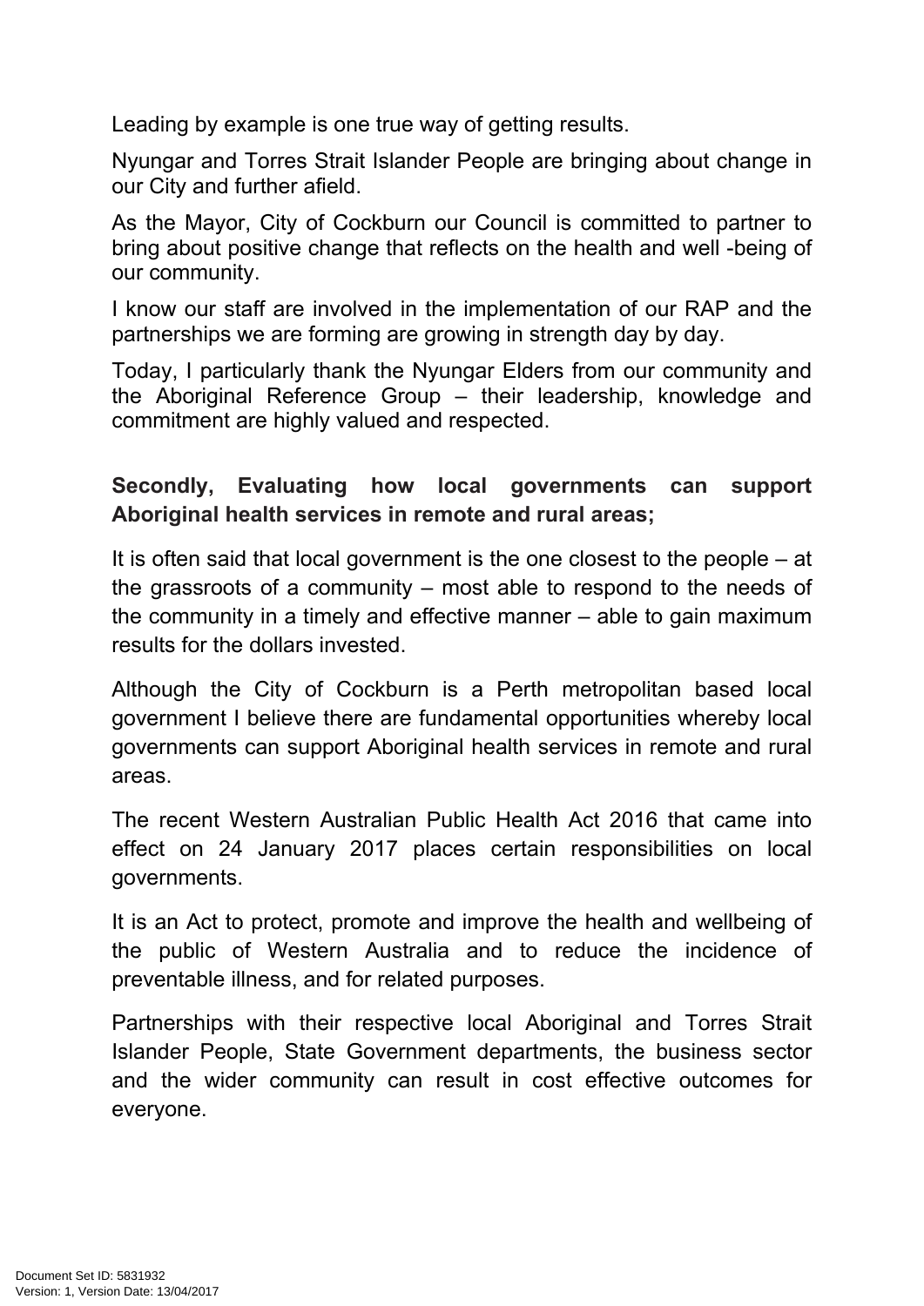Leading by example is one true way of getting results.

Nyungar and Torres Strait Islander People are bringing about change in our City and further afield.

As the Mayor, City of Cockburn our Council is committed to partner to bring about positive change that reflects on the health and well -being of our community.

I know our staff are involved in the implementation of our RAP and the partnerships we are forming are growing in strength day by day.

Today, I particularly thank the Nyungar Elders from our community and the Aboriginal Reference Group – their leadership, knowledge and commitment are highly valued and respected.

**Secondly, Evaluating how local governments can support Aboriginal health services in remote and rural areas;**

It is often said that local government is the one closest to the people – at the grassroots of a community – most able to respond to the needs of the community in a timely and effective manner – able to gain maximum results for the dollars invested.

Although the City of Cockburn is a Perth metropolitan based local government I believe there are fundamental opportunities whereby local governments can support Aboriginal health services in remote and rural areas.

The recent Western Australian Public Health Act 2016 that came into effect on 24 January 2017 places certain responsibilities on local governments.

It is an Act to protect, promote and improve the health and wellbeing of the public of Western Australia and to reduce the incidence of preventable illness, and for related purposes.

Partnerships with their respective local Aboriginal and Torres Strait Islander People, State Government departments, the business sector and the wider community can result in cost effective outcomes for everyone.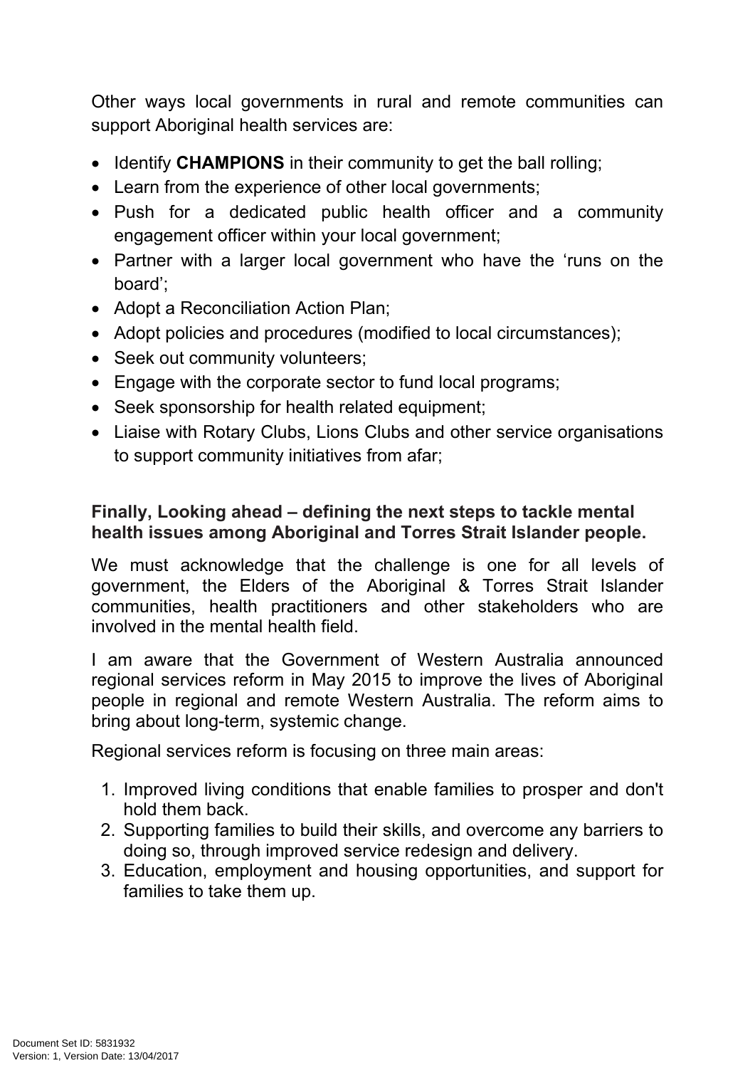Other ways local governments in rural and remote communities can support Aboriginal health services are:

- Identify **CHAMPIONS** in their community to get the ball rolling;
- Learn from the experience of other local governments;
- Push for a dedicated public health officer and a community engagement officer within your local government;
- Partner with a larger local government who have the 'runs on the board';
- Adopt a Reconciliation Action Plan;
- Adopt policies and procedures (modified to local circumstances);
- Seek out community volunteers;
- Engage with the corporate sector to fund local programs;
- Seek sponsorship for health related equipment;
- Liaise with Rotary Clubs, Lions Clubs and other service organisations to support community initiatives from afar;

**Finally, Looking ahead – defining the next steps to tackle mental health issues among Aboriginal and Torres Strait Islander people.**

We must acknowledge that the challenge is one for all levels of government, the Elders of the Aboriginal & Torres Strait Islander communities, health practitioners and other stakeholders who are involved in the mental health field.

I am aware that the Government of Western Australia announced regional services reform in May 2015 to improve the lives of Aboriginal people in regional and remote Western Australia. The reform aims to bring about long-term, systemic change.

Regional services reform is focusing on three main areas:

1. Improved living conditions that enable families to prosper and don't hold them back.
2. Supporting families to build their skills, and overcome any barriers to doing so, through improved service redesign and delivery.
3. Education, employment and housing opportunities, and support for families to take them up.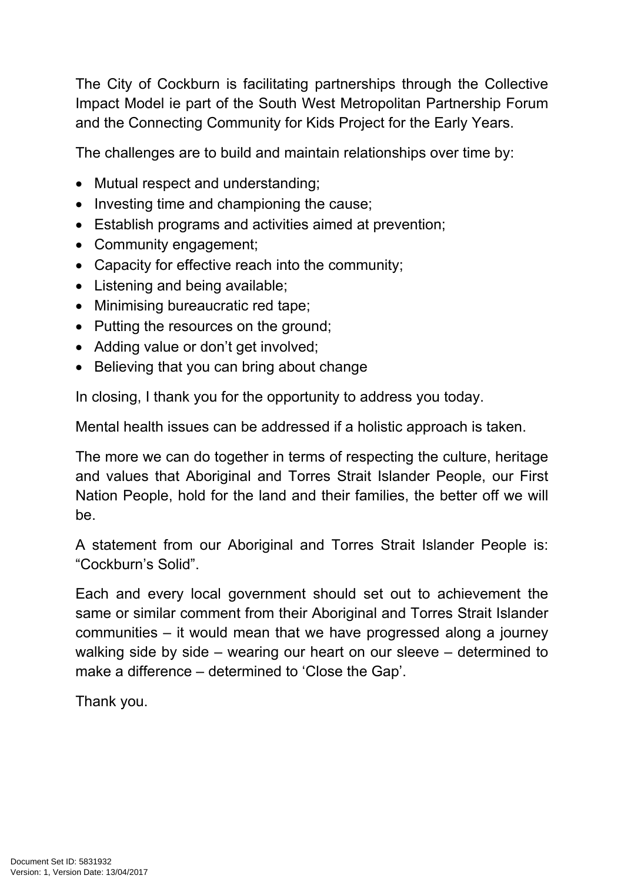The City of Cockburn is facilitating partnerships through the Collective Impact Model ie part of the South West Metropolitan Partnership Forum and the Connecting Community for Kids Project for the Early Years.

The challenges are to build and maintain relationships over time by:

- Mutual respect and understanding;
- Investing time and championing the cause;
- Establish programs and activities aimed at prevention;
- Community engagement;
- Capacity for effective reach into the community;
- Listening and being available;
- Minimising bureaucratic red tape;
- Putting the resources on the ground;
- Adding value or don't get involved;
- Believing that you can bring about change

In closing, I thank you for the opportunity to address you today.

Mental health issues can be addressed if a holistic approach is taken.

The more we can do together in terms of respecting the culture, heritage and values that Aboriginal and Torres Strait Islander People, our First Nation People, hold for the land and their families, the better off we will be.

A statement from our Aboriginal and Torres Strait Islander People is: "Cockburn's Solid".

Each and every local government should set out to achievement the same or similar comment from their Aboriginal and Torres Strait Islander communities – it would mean that we have progressed along a journey walking side by side – wearing our heart on our sleeve – determined to make a difference – determined to 'Close the Gap'.

Thank you.